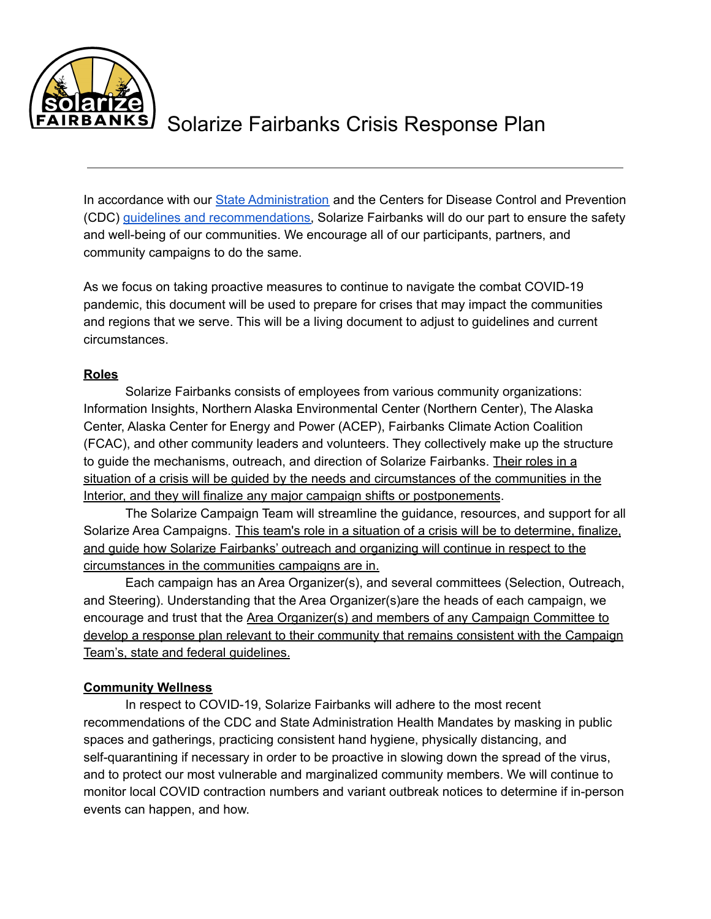# Solarize Fairbanks Crisis Response Plan

In accordance with our State Administration and the Centers for Disease Control and Prevention (CDC) guidelines and recommendations, Solarize Fairbanks will do our part to ensure the safety and well-being of our communities. We encourage all of our participants, partners, and community campaigns to do the same.

As we focus on taking proactive measures to continue to navigate the combat COVID-19 pandemic, this document will be used to prepare for crises that may impact the communities and regions that we serve. This will be a living document to adjust to guidelines and current circumstances.

## Roles

Solarize Fairbanks consists of employees from various community organizations: Information Insights, Northern Alaska Environmental Center (Northern Center), The Alaska Center, Alaska Center for Energy and Power (ACEP), Fairbanks Climate Action Coalition (FCAC), and other community leaders and volunteers. They collectively make up the structure to guide the mechanisms, outreach, and direction of Solarize Fairbanks. Their roles in a situation of a crisis will be guided by the needs and circumstances of the communities in the Interior, and they will finalize any major campaign shifts or postponements.

The Solarize Campaign Team will streamline the guidance, resources, and support for all Solarize Area Campaigns. This team's role in a situation of a crisis will be to determine, finalize, and guide how Solarize Fairbanks' outreach and organizing will continue in respect to the circumstances in the communities campaigns are in.

Each campaign has an Area Organizer(s), and several committees (Selection, Outreach, and Steering). Understanding that the Area Organizer(s)are the heads of each campaign, we encourage and trust that the Area Organizer(s) and members of any Campaign Committee to develop a response plan relevant to their community that remains consistent with the Campaign Team's, state and federal guidelines.

## Community Wellness

In respect to COVID-19, Solarize Fairbanks will adhere to the most recent recommendations of the CDC and State Administration Health Mandates by masking in public spaces and gatherings, practicing consistent hand hygiene, physically distancing, and self-quarantining if necessary in order to be proactive in slowing down the spread of the virus, and to protect our most vulnerable and marginalized community members. We will continue to monitor local COVID contraction numbers and variant outbreak notices to determine if in-person events can happen, and how.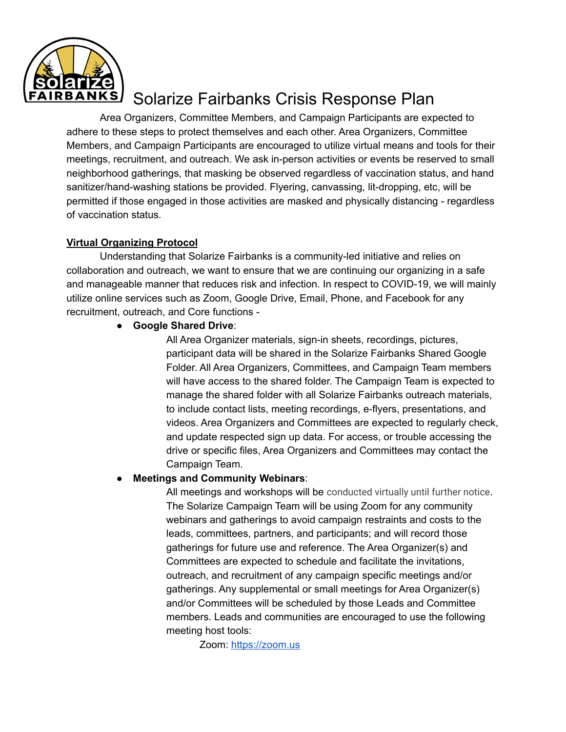# Solarize Fairbanks Crisis Response Plan

Area Organizers, Committee Members, and Campaign Participants are expected to adhere to these steps to protect themselves and each other. Area Organizers, Committee Members, and Campaign Participants are encouraged to utilize virtual means and tools for their meetings, recruitment, and outreach. We ask in-person activities or events be reserved to small neighborhood gatherings, that masking be observed regardless of vaccination status, and hand sanitizer/hand-washing stations be provided. Flyering, canvassing, lit-dropping, etc, will be permitted if those engaged in those activities are masked and physically distancing - regardless of vaccination status.

**Virtual Organizing Protocol**

Understanding that Solarize Fairbanks is a community-led initiative and relies on collaboration and outreach, we want to ensure that we are continuing our organizing in a safe and manageable manner that reduces risk and infection. In respect to COVID-19, we will mainly utilize online services such as Zoom, Google Drive, Email, Phone, and Facebook for any recruitment, outreach, and Core functions -

- **Google Shared Drive**:
  All Area Organizer materials, sign-in sheets, recordings, pictures, participant data will be shared in the Solarize Fairbanks Shared Google Folder. All Area Organizers, Committees, and Campaign Team members will have access to the shared folder. The Campaign Team is expected to manage the shared folder with all Solarize Fairbanks outreach materials, to include contact lists, meeting recordings, e-flyers, presentations, and videos. Area Organizers and Committees are expected to regularly check, and update respected sign up data. For access, or trouble accessing the drive or specific files, Area Organizers and Committees may contact the Campaign Team.
- **Meetings and Community Webinars**:
  All meetings and workshops will be conducted virtually until further notice. The Solarize Campaign Team will be using Zoom for any community webinars and gatherings to avoid campaign restraints and costs to the leads, committees, partners, and participants; and will record those gatherings for future use and reference. The Area Organizer(s) and Committees are expected to schedule and facilitate the invitations, outreach, and recruitment of any campaign specific meetings and/or gatherings. Any supplemental or small meetings for Area Organizer(s) and/or Committees will be scheduled by those Leads and Committee members. Leads and communities are encouraged to use the following meeting host tools:

  Zoom: https://zoom.us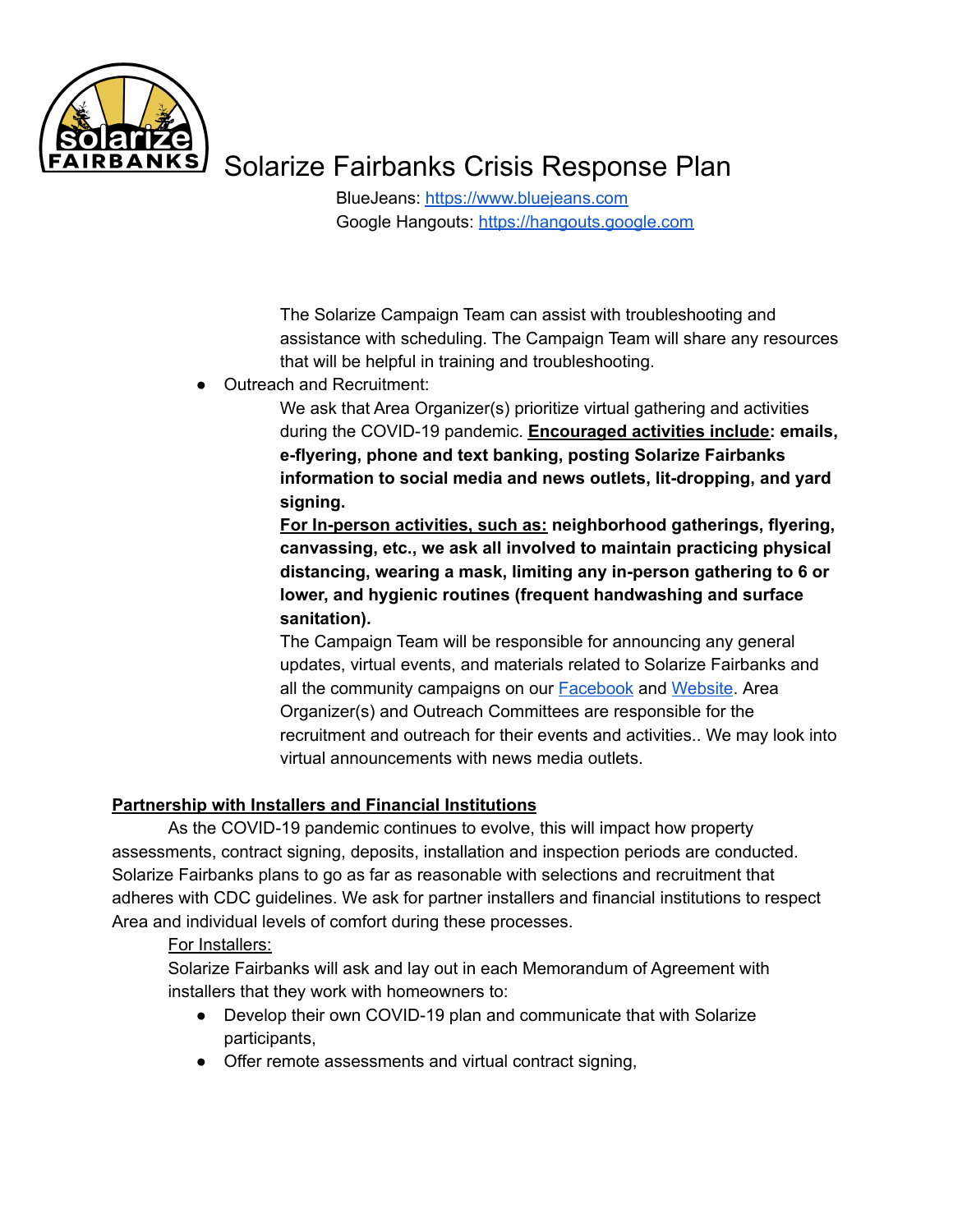# Solarize Fairbanks Crisis Response Plan

BlueJeans: [https://www.bluejeans.com](https://www.bluejeans.com)
Google Hangouts: [https://hangouts.google.com](https://hangouts.google.com)

The Solarize Campaign Team can assist with troubleshooting and assistance with scheduling. The Campaign Team will share any resources that will be helpful in training and troubleshooting.

- Outreach and Recruitment:

  We ask that Area Organizer(s) prioritize virtual gathering and activities during the COVID-19 pandemic. **<u>Encouraged activities include</u>: emails, e-flyering, phone and text banking, posting Solarize Fairbanks information to social media and news outlets, lit-dropping, and yard signing.**

  **<u>For In-person activities, such as:</u> neighborhood gatherings, flyering, canvassing, etc., we ask all involved to maintain practicing physical distancing, wearing a mask, limiting any in-person gathering to 6 or lower, and hygienic routines (frequent handwashing and surface sanitation).**

  The Campaign Team will be responsible for announcing any general updates, virtual events, and materials related to Solarize Fairbanks and all the community campaigns on our [Facebook]() and [Website](). Area Organizer(s) and Outreach Committees are responsible for the recruitment and outreach for their events and activities.. We may look into virtual announcements with news media outlets.

**<u>Partnership with Installers and Financial Institutions</u>**

As the COVID-19 pandemic continues to evolve, this will impact how property assessments, contract signing, deposits, installation and inspection periods are conducted. Solarize Fairbanks plans to go as far as reasonable with selections and recruitment that adheres with CDC guidelines. We ask for partner installers and financial institutions to respect Area and individual levels of comfort during these processes.

<u>For Installers:</u>

Solarize Fairbanks will ask and lay out in each Memorandum of Agreement with installers that they work with homeowners to:

- Develop their own COVID-19 plan and communicate that with Solarize participants,
- Offer remote assessments and virtual contract signing,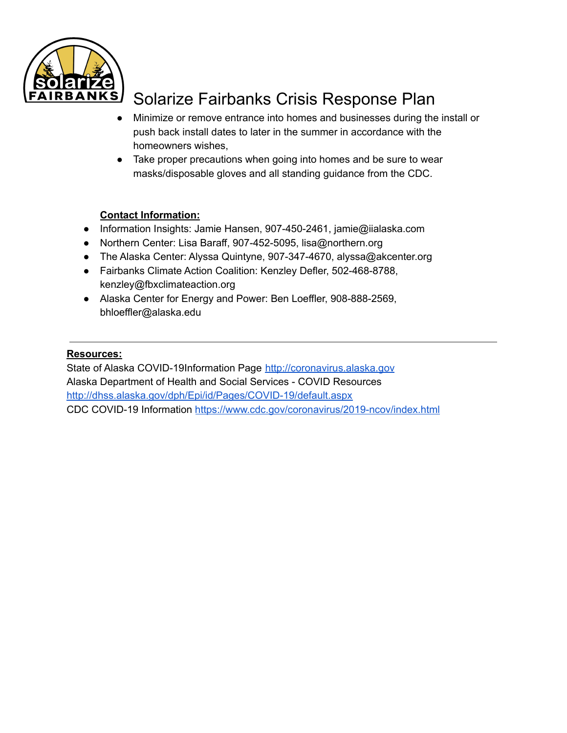# Solarize Fairbanks Crisis Response Plan

- Minimize or remove entrance into homes and businesses during the install or push back install dates to later in the summer in accordance with the homeowners wishes,
- Take proper precautions when going into homes and be sure to wear masks/disposable gloves and all standing guidance from the CDC.

**Contact Information:**

- Information Insights: Jamie Hansen, 907-450-2461, jamie@iialaska.com
- Northern Center: Lisa Baraff, 907-452-5095, lisa@northern.org
- The Alaska Center: Alyssa Quintyne, 907-347-4670, alyssa@akcenter.org
- Fairbanks Climate Action Coalition: Kenzley Defler, 502-468-8788, kenzley@fbxclimateaction.org
- Alaska Center for Energy and Power: Ben Loeffler, 908-888-2569, bhloeffler@alaska.edu

---

**Resources:**

State of Alaska COVID-19Information Page http://coronavirus.alaska.gov
Alaska Department of Health and Social Services - COVID Resources
http://dhss.alaska.gov/dph/Epi/id/Pages/COVID-19/default.aspx
CDC COVID-19 Information https://www.cdc.gov/coronavirus/2019-ncov/index.html